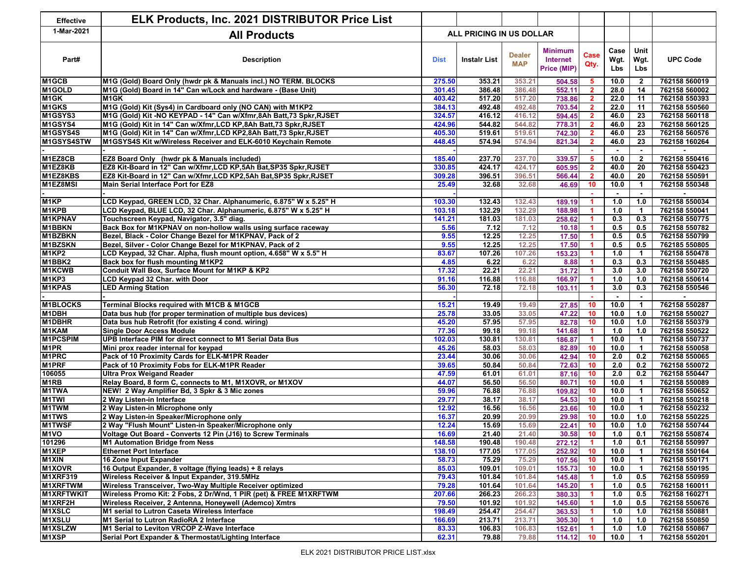| Effective | ELK Products, Inc. 2021 DISTRIBUTOR Price List | | | | | | | | |
|---|---|---|---|---|---|---|---|---|---|
| 1-Mar-2021 | All Products | ALL PRICING IN US DOLLAR | | | | | | | |
| Part# | Description | Dist | Instalr List | Dealer MAP | Minimum Internet Price (MIP) | Case Qty. | Case Wgt. Lbs | Unit Wgt. Lbs | UPC Code |
| M1GCB | M1G (Gold) Board Only (hwdr pk & Manuals incl.) NO TERM. BLOCKS | 275.50 | 353.21 | 353.21 | 504.58 | 5 | 10.0 | 2 | 762158 560019 |
| M1GOLD | M1G (Gold) Board in 14" Can w/Lock and hardware - (Base Unit) | 301.45 | 386.48 | 386.48 | 552.11 | 2 | 28.0 | 14 | 762158 560002 |
| M1GK | M1GK | 403.42 | 517.20 | 517.20 | 738.86 | 2 | 22.0 | 11 | 762158 550393 |
| M1GKS | M1G (Gold) Kit (Sys4) in Cardboard only (NO CAN) with M1KP2 | 384.13 | 492.48 | 492.48 | 703.54 | 2 | 22.0 | 11 | 762158 550560 |
| M1GSYS3 | M1G (Gold) Kit -NO KEYPAD - 14" Can w/Xfmr,8Ah Batt,73 Spkr,RJSET | 324.57 | 416.12 | 416.12 | 594.45 | 2 | 46.0 | 23 | 762158 560118 |
| M1GSYS4 | M1G (Gold) Kit in 14" Can w/Xfmr,LCD KP,8Ah Batt,73 Spkr,RJSET | 424.96 | 544.82 | 544.82 | 778.31 | 2 | 46.0 | 23 | 762158 560125 |
| M1GSYS4S | M1G (Gold) Kit in 14" Can w/Xfmr,LCD KP2,8Ah Batt,73 Spkr,RJSET | 405.30 | 519.61 | 519.61 | 742.30 | 2 | 46.0 | 23 | 762158 560576 |
| M1GSYS4STW | M1GSYS4S Kit w/Wireless Receiver and ELK-6010 Keychain Remote | 448.45 | 574.94 | 574.94 | 821.34 | 2 | 46.0 | 23 | 762158 160264 |
| - | - | - | | | | - | - | - | - |
| M1EZ8CB | EZ8 Board Only (hwdr pk & Manuals included) | 185.40 | 237.70 | 237.70 | 339.57 | 5 | 10.0 | 2 | 762158 550416 |
| M1EZ8KB | EZ8 Kit-Board in 12" Can w/Xfmr,LCD KP,5Ah Bat,SP35 Spkr,RJSET | 330.85 | 424.17 | 424.17 | 605.95 | 2 | 40.0 | 20 | 762158 550423 |
| M1EZ8KBS | EZ8 Kit-Board in 12" Can w/Xfmr,LCD KP2,5Ah Bat,SP35 Spkr,RJSET | 309.28 | 396.51 | 396.51 | 566.44 | 2 | 40.0 | 20 | 762158 550591 |
| M1EZ8MSI | Main Serial Interface Port for EZ8 | 25.49 | 32.68 | 32.68 | 46.69 | 10 | 10.0 | 1 | 762158 550348 |
| - | - | - | | | | - | - | - | - |
| M1KP | LCD Keypad, GREEN LCD, 32 Char. Alphanumeric, 6.875" W x 5.25" H | 103.30 | 132.43 | 132.43 | 189.19 | 1 | 1.0 | 1.0 | 762158 550034 |
| M1KPB | LCD Keypad, BLUE LCD, 32 Char. Alphanumeric, 6.875" W x 5.25" H | 103.18 | 132.29 | 132.29 | 188.98 | 1 | 1.0 | 1 | 762158 550041 |
| M1KPNAV | Touchscreen Keypad, Navigator, 3.5" diag. | 141.21 | 181.03 | 181.03 | 258.62 | 1 | 0.3 | 0.3 | 762158 550775 |
| M1BBKN | Back Box for M1KPNAV on non-hollow walls using surface raceway | 5.56 | 7.12 | 7.12 | 10.18 | 1 | 0.5 | 0.5 | 762158 550782 |
| M1BZBKN | Bezel, Black - Color Change Bezel for M1KPNAV, Pack of 2 | 9.55 | 12.25 | 12.25 | 17.50 | 1 | 0.5 | 0.5 | 762158 550799 |
| M1BZSKN | Bezel, Silver - Color Change Bezel for M1KPNAV, Pack of 2 | 9.55 | 12.25 | 12.25 | 17.50 | 1 | 0.5 | 0.5 | 762185 550805 |
| M1KP2 | LCD Keypad, 32 Char. Alpha, flush mount option, 4.658" W x 5.5" H | 83.67 | 107.26 | 107.26 | 153.23 | 1 | 1.0 | 1 | 762158 550478 |
| M1BBK2 | Back box for flush mounting M1KP2 | 4.85 | 6.22 | 6.22 | 8.88 | 1 | 0.3 | 0.3 | 762158 550485 |
| M1KCWB | Conduit Wall Box, Surface Mount for M1KP & KP2 | 17.32 | 22.21 | 22.21 | 31.72 | 1 | 3.0 | 3.0 | 762158 550720 |
| M1KP3 | LCD Keypad 32 Char. with Door | 91.16 | 116.88 | 116.88 | 166.97 | 1 | 1.0 | 1.0 | 762158 550614 |
| M1KPAS | LED Arming Station | 56.30 | 72.18 | 72.18 | 103.11 | 1 | 3.0 | 0.3 | 762158 550546 |
| - | - | - | | | | - | - | - | - |
| M1BLOCKS | Terminal Blocks required with M1CB & M1GCB | 15.21 | 19.49 | 19.49 | 27.85 | 10 | 10.0 | 1 | 762158 550287 |
| M1DBH | Data bus hub (for proper termination of multiple bus devices) | 25.78 | 33.05 | 33.05 | 47.22 | 10 | 10.0 | 1.0 | 762158 550027 |
| M1DBHR | Data bus hub Retrofit (for existing 4 cond. wiring) | 45.20 | 57.95 | 57.95 | 82.78 | 10 | 10.0 | 1.0 | 762158 550379 |
| M1KAM | Single Door Access Module | 77.36 | 99.18 | 99.18 | 141.68 | 1 | 1.0 | 1.0 | 762158 550522 |
| M1PCSPIM | UPB Interface PIM for direct connect to M1 Serial Data Bus | 102.03 | 130.81 | 130.81 | 186.87 | 1 | 10.0 | 1 | 762158 550737 |
| M1PR | Mini prox reader internal for keypad | 45.26 | 58.03 | 58.03 | 82.89 | 10 | 10.0 | 1 | 762158 550058 |
| M1PRC | Pack of 10 Proximity Cards for ELK-M1PR Reader | 23.44 | 30.06 | 30.06 | 42.94 | 10 | 2.0 | 0.2 | 762158 550065 |
| M1PRF | Pack of 10 Proximity Fobs for ELK-M1PR Reader | 39.65 | 50.84 | 50.84 | 72.63 | 10 | 2.0 | 0.2 | 762158 550072 |
| 106055 | Ultra Prox Weigand Reader | 47.59 | 61.01 | 61.01 | 87.16 | 10 | 2.0 | 0.2 | 762158 550447 |
| M1RB | Relay Board, 8 form C, connects to M1, M1XOVR, or M1XOV | 44.07 | 56.50 | 56.50 | 80.71 | 10 | 10.0 | 1 | 762158 550089 |
| M1TWA | NEW! 2 Way Amplifier Bd, 3 Spkr & 3 Mic zones | 59.96 | 76.88 | 76.88 | 109.82 | 10 | 10.0 | 1 | 762158 550652 |
| M1TWI | 2 Way Listen-in Interface | 29.77 | 38.17 | 38.17 | 54.53 | 10 | 10.0 | 1 | 762158 550218 |
| M1TWM | 2 Way Listen-in Microphone only | 12.92 | 16.56 | 16.56 | 23.66 | 10 | 10.0 | 1 | 762158 550232 |
| M1TWS | 2 Way Listen-in Speaker/Microphone only | 16.37 | 20.99 | 20.99 | 29.98 | 10 | 10.0 | 1.0 | 762158 550225 |
| M1TWSF | 2 Way "Flush Mount" Listen-in Speaker/Microphone only | 12.24 | 15.69 | 15.69 | 22.41 | 10 | 10.0 | 1.0 | 762158 550744 |
| M1VO | Voltage Out Board - Converts 12 Pin (J16) to Screw Terminals | 16.69 | 21.40 | 21.40 | 30.58 | 10 | 1.0 | 0.1 | 762158 550874 |
| 101296 | M1 Automation Bridge from Ness | 148.58 | 190.48 | 190.48 | 272.12 | 1 | 1.0 | 0.1 | 762158 550997 |
| M1XEP | Ethernet Port Interface | 138.10 | 177.05 | 177.05 | 252.92 | 10 | 10.0 | 1 | 762158 550164 |
| M1XIN | 16 Zone Input Expander | 58.73 | 75.29 | 75.29 | 107.56 | 10 | 10.0 | 1 | 762158 550171 |
| M1XOVR | 16 Output Expander, 8 voltage (flying leads) + 8 relays | 85.03 | 109.01 | 109.01 | 155.73 | 10 | 10.0 | 1 | 762158 550195 |
| M1XRF319 | Wireless Receiver & Input Expander, 319.5MHz | 79.43 | 101.84 | 101.84 | 145.48 | 1 | 1.0 | 0.5 | 762158 550959 |
| M1XRFTWM | Wireless Transceiver, Two-Way Multiple Receiver optimized | 79.28 | 101.64 | 101.64 | 145.20 | 1 | 1.0 | 0.5 | 762158 160011 |
| M1XRFTWKIT | Wireless Promo Kit: 2 Fobs, 2 Dr/Wnd, 1 PIR (pet) & FREE M1XRFTWM | 207.66 | 266.23 | 266.23 | 380.33 | 1 | 1.0 | 0.5 | 762158 160271 |
| M1XRF2H | Wireless Receiver, 2 Antenna, Honeywell (Ademco) Xmtrs | 79.50 | 101.92 | 101.92 | 145.60 | 1 | 1.0 | 0.5 | 762158 550676 |
| M1XSLC | M1 serial to Lutron Caseta Wireless Interface | 198.49 | 254.47 | 254.47 | 363.53 | 1 | 1.0 | 1.0 | 762158 550881 |
| M1XSLU | M1 Serial to Lutron RadioRA 2 Interface | 166.69 | 213.71 | 213.71 | 305.30 | 1 | 1.0 | 1.0 | 762158 550850 |
| M1XSLZW | M1 Serial to Leviton VRCOP Z-Wave Interface | 83.33 | 106.83 | 106.83 | 152.61 | 1 | 1.0 | 1.0 | 762158 550867 |
| M1XSP | Serial Port Expander & Thermostat/Lighting Interface | 62.31 | 79.88 | 79.88 | 114.12 | 10 | 10.0 | 1 | 762158 550201 |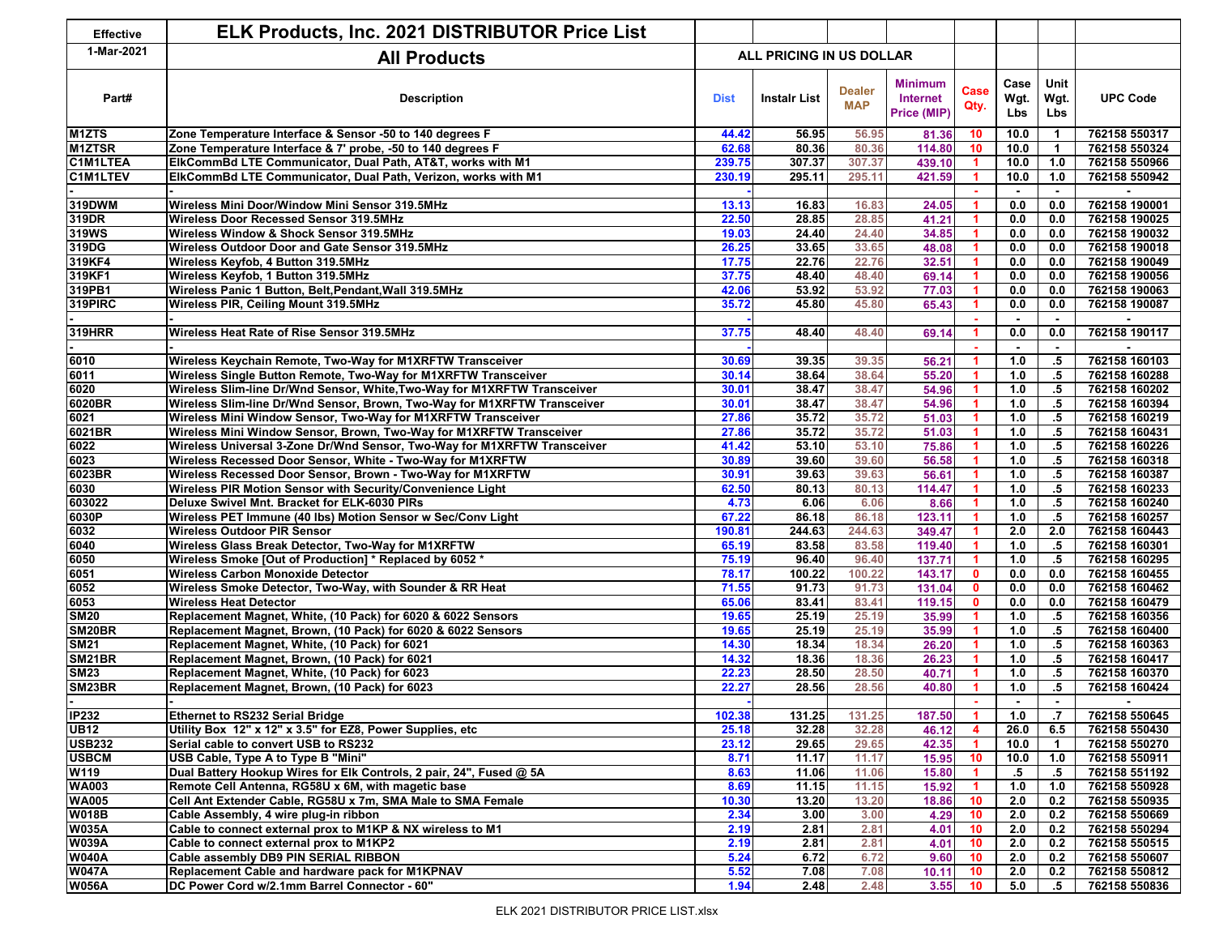| Effective | ELK Products, Inc. 2021 DISTRIBUTOR Price List | | | | | | | | |
|---|---|---|---|---|---|---|---|---|---|
| 1-Mar-2021 | All Products | ALL PRICING IN US DOLLAR | | | | | | | |
| Part# | Description | Dist | Instalr List | Dealer MAP | Minimum Internet Price (MIP) | Case Qty. | Case Wgt. Lbs | Unit Wgt. Lbs | UPC Code |
| M1ZTS | Zone Temperature Interface & Sensor -50 to 140 degrees F | 44.42 | 56.95 | 56.95 | 81.36 | 10 | 10.0 | 1 | 762158 550317 |
| M1ZTSR | Zone Temperature Interface & 7' probe, -50 to 140 degrees F | 62.68 | 80.36 | 80.36 | 114.80 | 10 | 10.0 | 1 | 762158 550324 |
| C1M1LTEA | ElkCommBd LTE Communicator, Dual Path, AT&T, works with M1 | 239.75 | 307.37 | 307.37 | 439.10 | 1 | 10.0 | 1.0 | 762158 550966 |
| C1M1LTEV | ElkCommBd LTE Communicator, Dual Path, Verizon, works with M1 | 230.19 | 295.11 | 295.11 | 421.59 | 1 | 10.0 | 1.0 | 762158 550942 |
| - | - | - | | | | - | - | - | - |
| 319DWM | Wireless Mini Door/Window Mini Sensor 319.5MHz | 13.13 | 16.83 | 16.83 | 24.05 | 1 | 0.0 | 0.0 | 762158 190001 |
| 319DR | Wireless Door Recessed Sensor 319.5MHz | 22.50 | 28.85 | 28.85 | 41.21 | 1 | 0.0 | 0.0 | 762158 190025 |
| 319WS | Wireless Window & Shock Sensor 319.5MHz | 19.03 | 24.40 | 24.40 | 34.85 | 1 | 0.0 | 0.0 | 762158 190032 |
| 319DG | Wireless Outdoor Door and Gate Sensor 319.5MHz | 26.25 | 33.65 | 33.65 | 48.08 | 1 | 0.0 | 0.0 | 762158 190018 |
| 319KF4 | Wireless Keyfob, 4 Button 319.5MHz | 17.75 | 22.76 | 22.76 | 32.51 | 1 | 0.0 | 0.0 | 762158 190049 |
| 319KF1 | Wireless Keyfob, 1 Button 319.5MHz | 37.75 | 48.40 | 48.40 | 69.14 | 1 | 0.0 | 0.0 | 762158 190056 |
| 319PB1 | Wireless Panic 1 Button, Belt,Pendant,Wall 319.5MHz | 42.06 | 53.92 | 53.92 | 77.03 | 1 | 0.0 | 0.0 | 762158 190063 |
| 319PIRC | Wireless PIR, Ceiling Mount 319.5MHz | 35.72 | 45.80 | 45.80 | 65.43 | 1 | 0.0 | 0.0 | 762158 190087 |
| - | - | - | | | | - | - | - | - |
| 319HRR | Wireless Heat Rate of Rise Sensor 319.5MHz | 37.75 | 48.40 | 48.40 | 69.14 | 1 | 0.0 | 0.0 | 762158 190117 |
| - | - | - | | | | - | - | - | - |
| 6010 | Wireless Keychain Remote, Two-Way for M1XRFTW Transceiver | 30.69 | 39.35 | 39.35 | 56.21 | 1 | 1.0 | .5 | 762158 160103 |
| 6011 | Wireless Single Button Remote, Two-Way for M1XRFTW Transceiver | 30.14 | 38.64 | 38.64 | 55.20 | 1 | 1.0 | .5 | 762158 160288 |
| 6020 | Wireless Slim-line Dr/Wnd Sensor, White,Two-Way for M1XRFTW Transceiver | 30.01 | 38.47 | 38.47 | 54.96 | 1 | 1.0 | .5 | 762158 160202 |
| 6020BR | Wireless Slim-line Dr/Wnd Sensor, Brown, Two-Way for M1XRFTW Transceiver | 30.01 | 38.47 | 38.47 | 54.96 | 1 | 1.0 | .5 | 762158 160394 |
| 6021 | Wireless Mini Window Sensor, Two-Way for M1XRFTW Transceiver | 27.86 | 35.72 | 35.72 | 51.03 | 1 | 1.0 | .5 | 762158 160219 |
| 6021BR | Wireless Mini Window Sensor, Brown, Two-Way for M1XRFTW Transceiver | 27.86 | 35.72 | 35.72 | 51.03 | 1 | 1.0 | .5 | 762158 160431 |
| 6022 | Wireless Universal 3-Zone Dr/Wnd Sensor, Two-Way for M1XRFTW Transceiver | 41.42 | 53.10 | 53.10 | 75.86 | 1 | 1.0 | .5 | 762158 160226 |
| 6023 | Wireless Recessed Door Sensor, White - Two-Way for M1XRFTW | 30.89 | 39.60 | 39.60 | 56.58 | 1 | 1.0 | .5 | 762158 160318 |
| 6023BR | Wireless Recessed Door Sensor, Brown - Two-Way for M1XRFTW | 30.91 | 39.63 | 39.63 | 56.61 | 1 | 1.0 | .5 | 762158 160387 |
| 6030 | Wireless PIR Motion Sensor with Security/Convenience Light | 62.50 | 80.13 | 80.13 | 114.47 | 1 | 1.0 | .5 | 762158 160233 |
| 603022 | Deluxe Swivel Mnt. Bracket for ELK-6030 PIRs | 4.73 | 6.06 | 6.06 | 8.66 | 1 | 1.0 | .5 | 762158 160240 |
| 6030P | Wireless PET Immune (40 lbs) Motion Sensor w Sec/Conv Light | 67.22 | 86.18 | 86.18 | 123.11 | 1 | 1.0 | .5 | 762158 160257 |
| 6032 | Wireless Outdoor PIR Sensor | 190.81 | 244.63 | 244.63 | 349.47 | 1 | 2.0 | 2.0 | 762158 160443 |
| 6040 | Wireless Glass Break Detector, Two-Way for M1XRFTW | 65.19 | 83.58 | 83.58 | 119.40 | 1 | 1.0 | .5 | 762158 160301 |
| 6050 | Wireless Smoke [Out of Production] * Replaced by 6052 * | 75.19 | 96.40 | 96.40 | 137.71 | 1 | 1.0 | .5 | 762158 160295 |
| 6051 | Wireless Carbon Monoxide Detector | 78.17 | 100.22 | 100.22 | 143.17 | 0 | 0.0 | 0.0 | 762158 160455 |
| 6052 | Wireless Smoke Detector, Two-Way, with Sounder & RR Heat | 71.55 | 91.73 | 91.73 | 131.04 | 0 | 0.0 | 0.0 | 762158 160462 |
| 6053 | Wireless Heat Detector | 65.06 | 83.41 | 83.41 | 119.15 | 0 | 0.0 | 0.0 | 762158 160479 |
| SM20 | Replacement Magnet, White, (10 Pack) for 6020 & 6022 Sensors | 19.65 | 25.19 | 25.19 | 35.99 | 1 | 1.0 | .5 | 762158 160356 |
| SM20BR | Replacement Magnet, Brown, (10 Pack) for 6020 & 6022 Sensors | 19.65 | 25.19 | 25.19 | 35.99 | 1 | 1.0 | .5 | 762158 160400 |
| SM21 | Replacement Magnet, White, (10 Pack) for 6021 | 14.30 | 18.34 | 18.34 | 26.20 | 1 | 1.0 | .5 | 762158 160363 |
| SM21BR | Replacement Magnet, Brown, (10 Pack) for 6021 | 14.32 | 18.36 | 18.36 | 26.23 | 1 | 1.0 | .5 | 762158 160417 |
| SM23 | Replacement Magnet, White, (10 Pack) for 6023 | 22.23 | 28.50 | 28.50 | 40.71 | 1 | 1.0 | .5 | 762158 160370 |
| SM23BR | Replacement Magnet, Brown, (10 Pack) for 6023 | 22.27 | 28.56 | 28.56 | 40.80 | 1 | 1.0 | .5 | 762158 160424 |
| - | - | - | | | | - | - | - | - |
| IP232 | Ethernet to RS232 Serial Bridge | 102.38 | 131.25 | 131.25 | 187.50 | 1 | 1.0 | .7 | 762158 550645 |
| UB12 | Utility Box 12" x 12" x 3.5" for EZ8, Power Supplies, etc | 25.18 | 32.28 | 32.28 | 46.12 | 4 | 26.0 | 6.5 | 762158 550430 |
| USB232 | Serial cable to convert USB to RS232 | 23.12 | 29.65 | 29.65 | 42.35 | 1 | 10.0 | 1 | 762158 550270 |
| USBCM | USB Cable, Type A to Type B "Mini" | 8.71 | 11.17 | 11.17 | 15.95 | 10 | 10.0 | 1.0 | 762158 550911 |
| W119 | Dual Battery Hookup Wires for Elk Controls, 2 pair, 24", Fused @ 5A | 8.63 | 11.06 | 11.06 | 15.80 | 1 | .5 | .5 | 762158 551192 |
| WA003 | Remote Cell Antenna, RG58U x 6M, with magetic base | 8.69 | 11.15 | 11.15 | 15.92 | 1 | 1.0 | 1.0 | 762158 550928 |
| WA005 | Cell Ant Extender Cable, RG58U x 7m, SMA Male to SMA Female | 10.30 | 13.20 | 13.20 | 18.86 | 10 | 2.0 | 0.2 | 762158 550935 |
| W018B | Cable Assembly, 4 wire plug-in ribbon | 2.34 | 3.00 | 3.00 | 4.29 | 10 | 2.0 | 0.2 | 762158 550669 |
| W035A | Cable to connect external prox to M1KP & NX wireless to M1 | 2.19 | 2.81 | 2.81 | 4.01 | 10 | 2.0 | 0.2 | 762158 550294 |
| W039A | Cable to connect external prox to M1KP2 | 2.19 | 2.81 | 2.81 | 4.01 | 10 | 2.0 | 0.2 | 762158 550515 |
| W040A | Cable assembly DB9 PIN SERIAL RIBBON | 5.24 | 6.72 | 6.72 | 9.60 | 10 | 2.0 | 0.2 | 762158 550607 |
| W047A | Replacement Cable and hardware pack for M1KPNAV | 5.52 | 7.08 | 7.08 | 10.11 | 10 | 2.0 | 0.2 | 762158 550812 |
| W056A | DC Power Cord w/2.1mm Barrel Connector - 60" | 1.94 | 2.48 | 2.48 | 3.55 | 10 | 5.0 | .5 | 762158 550836 |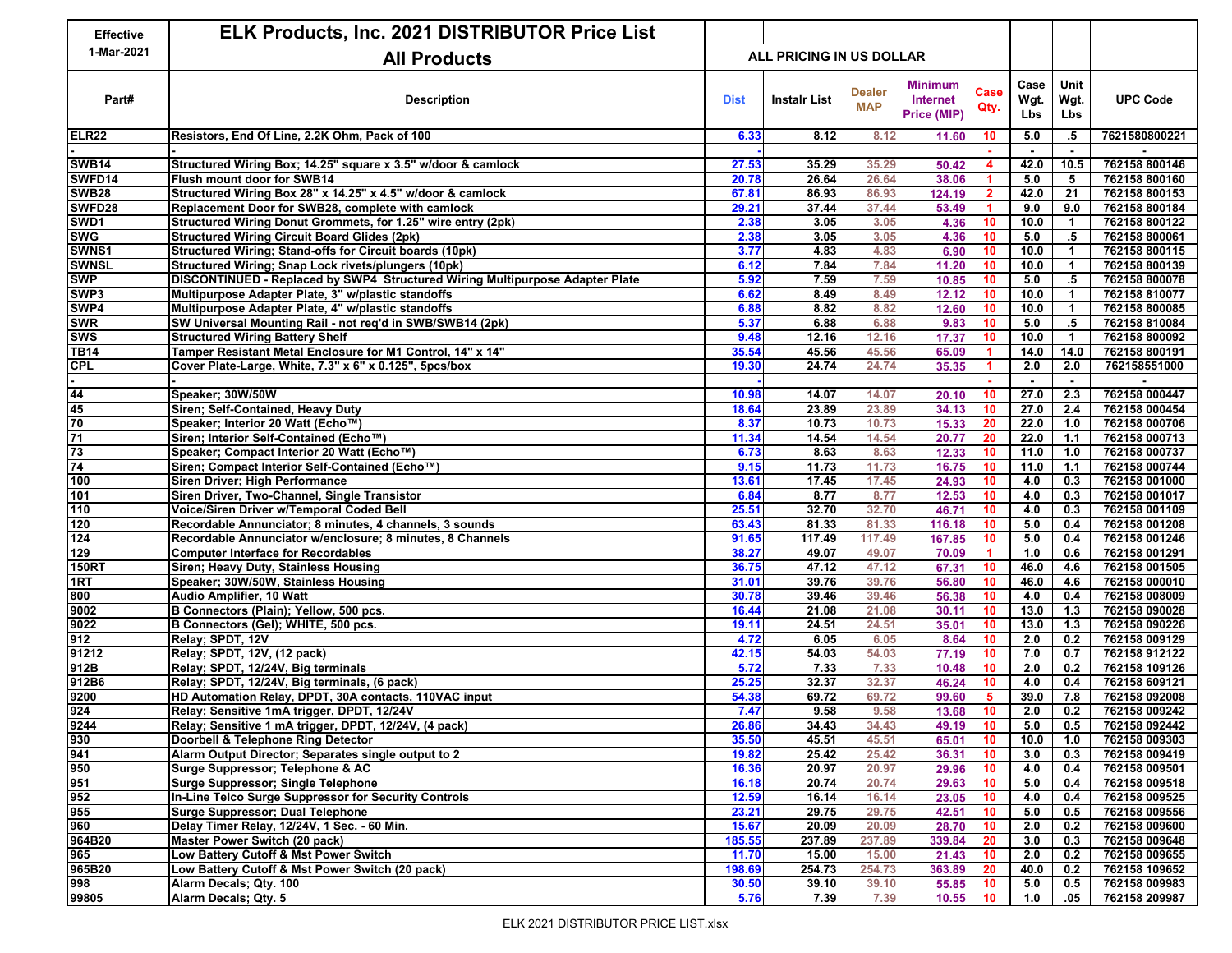| Effective | ELK Products, Inc. 2021 DISTRIBUTOR Price List | | | | | | | | |
|---|---|---|---|---|---|---|---|---|---|
| 1-Mar-2021 | All Products | ALL PRICING IN US DOLLAR | | | | | | | |
| Part# | Description | Dist | Instalr List | Dealer MAP | Minimum Internet Price (MIP) | Case Qty. | Case Wgt. Lbs | Unit Wgt. Lbs | UPC Code |
| ELR22 | Resistors, End Of Line, 2.2K Ohm, Pack of 100 | 6.33 | 8.12 | 8.12 | 11.60 | 10 | 5.0 | .5 | 7621580800221 |
| - | - | - | | | | - | - | - | - |
| SWB14 | Structured Wiring Box; 14.25" square x 3.5" w/door & camlock | 27.53 | 35.29 | 35.29 | 50.42 | 4 | 42.0 | 10.5 | 762158 800146 |
| SWFD14 | Flush mount door for SWB14 | 20.78 | 26.64 | 26.64 | 38.06 | 1 | 5.0 | 5 | 762158 800160 |
| SWB28 | Structured Wiring Box 28" x 14.25" x 4.5" w/door & camlock | 67.81 | 86.93 | 86.93 | 124.19 | 2 | 42.0 | 21 | 762158 800153 |
| SWFD28 | Replacement Door for SWB28, complete with camlock | 29.21 | 37.44 | 37.44 | 53.49 | 1 | 9.0 | 9.0 | 762158 800184 |
| SWD1 | Structured Wiring Donut Grommets, for 1.25" wire entry (2pk) | 2.38 | 3.05 | 3.05 | 4.36 | 10 | 10.0 | 1 | 762158 800122 |
| SWG | Structured Wiring Circuit Board Glides (2pk) | 2.38 | 3.05 | 3.05 | 4.36 | 10 | 5.0 | .5 | 762158 800061 |
| SWNS1 | Structured Wiring; Stand-offs for Circuit boards (10pk) | 3.77 | 4.83 | 4.83 | 6.90 | 10 | 10.0 | 1 | 762158 800115 |
| SWNSL | Structured Wiring; Snap Lock rivets/plungers (10pk) | 6.12 | 7.84 | 7.84 | 11.20 | 10 | 10.0 | 1 | 762158 800139 |
| SWP | DISCONTINUED - Replaced by SWP4 Structured Wiring Multipurpose Adapter Plate | 5.92 | 7.59 | 7.59 | 10.85 | 10 | 5.0 | .5 | 762158 800078 |
| SWP3 | Multipurpose Adapter Plate, 3" w/plastic standoffs | 6.62 | 8.49 | 8.49 | 12.12 | 10 | 10.0 | 1 | 762158 810077 |
| SWP4 | Multipurpose Adapter Plate, 4" w/plastic standoffs | 6.88 | 8.82 | 8.82 | 12.60 | 10 | 10.0 | 1 | 762158 800085 |
| SWR | SW Universal Mounting Rail - not req'd in SWB/SWB14 (2pk) | 5.37 | 6.88 | 6.88 | 9.83 | 10 | 5.0 | .5 | 762158 810084 |
| SWS | Structured Wiring Battery Shelf | 9.48 | 12.16 | 12.16 | 17.37 | 10 | 10.0 | 1 | 762158 800092 |
| TB14 | Tamper Resistant Metal Enclosure for M1 Control, 14" x 14" | 35.54 | 45.56 | 45.56 | 65.09 | 1 | 14.0 | 14.0 | 762158 800191 |
| CPL | Cover Plate-Large, White, 7.3" x 6" x 0.125", 5pcs/box | 19.30 | 24.74 | 24.74 | 35.35 | 1 | 2.0 | 2.0 | 762158551000 |
| - | - | - | | | | - | - | - | - |
| 44 | Speaker; 30W/50W | 10.98 | 14.07 | 14.07 | 20.10 | 10 | 27.0 | 2.3 | 762158 000447 |
| 45 | Siren; Self-Contained, Heavy Duty | 18.64 | 23.89 | 23.89 | 34.13 | 10 | 27.0 | 2.4 | 762158 000454 |
| 70 | Speaker; Interior 20 Watt (Echo™) | 8.37 | 10.73 | 10.73 | 15.33 | 20 | 22.0 | 1.0 | 762158 000706 |
| 71 | Siren; Interior Self-Contained (Echo™) | 11.34 | 14.54 | 14.54 | 20.77 | 20 | 22.0 | 1.1 | 762158 000713 |
| 73 | Speaker; Compact Interior 20 Watt (Echo™) | 6.73 | 8.63 | 8.63 | 12.33 | 10 | 11.0 | 1.0 | 762158 000737 |
| 74 | Siren; Compact Interior Self-Contained (Echo™) | 9.15 | 11.73 | 11.73 | 16.75 | 10 | 11.0 | 1.1 | 762158 000744 |
| 100 | Siren Driver; High Performance | 13.61 | 17.45 | 17.45 | 24.93 | 10 | 4.0 | 0.3 | 762158 001000 |
| 101 | Siren Driver, Two-Channel, Single Transistor | 6.84 | 8.77 | 8.77 | 12.53 | 10 | 4.0 | 0.3 | 762158 001017 |
| 110 | Voice/Siren Driver w/Temporal Coded Bell | 25.51 | 32.70 | 32.70 | 46.71 | 10 | 4.0 | 0.3 | 762158 001109 |
| 120 | Recordable Annunciator; 8 minutes, 4 channels, 3 sounds | 63.43 | 81.33 | 81.33 | 116.18 | 10 | 5.0 | 0.4 | 762158 001208 |
| 124 | Recordable Annunciator w/enclosure; 8 minutes, 8 Channels | 91.65 | 117.49 | 117.49 | 167.85 | 10 | 5.0 | 0.4 | 762158 001246 |
| 129 | Computer Interface for Recordables | 38.27 | 49.07 | 49.07 | 70.09 | 1 | 1.0 | 0.6 | 762158 001291 |
| 150RT | Siren; Heavy Duty, Stainless Housing | 36.75 | 47.12 | 47.12 | 67.31 | 10 | 46.0 | 4.6 | 762158 001505 |
| 1RT | Speaker; 30W/50W, Stainless Housing | 31.01 | 39.76 | 39.76 | 56.80 | 10 | 46.0 | 4.6 | 762158 000010 |
| 800 | Audio Amplifier, 10 Watt | 30.78 | 39.46 | 39.46 | 56.38 | 10 | 4.0 | 0.4 | 762158 008009 |
| 9002 | B Connectors (Plain); Yellow, 500 pcs. | 16.44 | 21.08 | 21.08 | 30.11 | 10 | 13.0 | 1.3 | 762158 090028 |
| 9022 | B Connectors (Gel); WHITE, 500 pcs. | 19.11 | 24.51 | 24.51 | 35.01 | 10 | 13.0 | 1.3 | 762158 090226 |
| 912 | Relay; SPDT, 12V | 4.72 | 6.05 | 6.05 | 8.64 | 10 | 2.0 | 0.2 | 762158 009129 |
| 91212 | Relay; SPDT, 12V, (12 pack) | 42.15 | 54.03 | 54.03 | 77.19 | 10 | 7.0 | 0.7 | 762158 912122 |
| 912B | Relay; SPDT, 12/24V, Big terminals | 5.72 | 7.33 | 7.33 | 10.48 | 10 | 2.0 | 0.2 | 762158 109126 |
| 912B6 | Relay; SPDT, 12/24V, Big terminals, (6 pack) | 25.25 | 32.37 | 32.37 | 46.24 | 10 | 4.0 | 0.4 | 762158 609121 |
| 9200 | HD Automation Relay, DPDT, 30A contacts, 110VAC input | 54.38 | 69.72 | 69.72 | 99.60 | 5 | 39.0 | 7.8 | 762158 092008 |
| 924 | Relay; Sensitive 1mA trigger, DPDT, 12/24V | 7.47 | 9.58 | 9.58 | 13.68 | 10 | 2.0 | 0.2 | 762158 009242 |
| 9244 | Relay; Sensitive 1 mA trigger, DPDT, 12/24V, (4 pack) | 26.86 | 34.43 | 34.43 | 49.19 | 10 | 5.0 | 0.5 | 762158 092442 |
| 930 | Doorbell & Telephone Ring Detector | 35.50 | 45.51 | 45.51 | 65.01 | 10 | 10.0 | 1.0 | 762158 009303 |
| 941 | Alarm Output Director; Separates single output to 2 | 19.82 | 25.42 | 25.42 | 36.31 | 10 | 3.0 | 0.3 | 762158 009419 |
| 950 | Surge Suppressor; Telephone & AC | 16.36 | 20.97 | 20.97 | 29.96 | 10 | 4.0 | 0.4 | 762158 009501 |
| 951 | Surge Suppressor; Single Telephone | 16.18 | 20.74 | 20.74 | 29.63 | 10 | 5.0 | 0.4 | 762158 009518 |
| 952 | In-Line Telco Surge Suppressor for Security Controls | 12.59 | 16.14 | 16.14 | 23.05 | 10 | 4.0 | 0.4 | 762158 009525 |
| 955 | Surge Suppressor; Dual Telephone | 23.21 | 29.75 | 29.75 | 42.51 | 10 | 5.0 | 0.5 | 762158 009556 |
| 960 | Delay Timer Relay, 12/24V, 1 Sec. - 60 Min. | 15.67 | 20.09 | 20.09 | 28.70 | 10 | 2.0 | 0.2 | 762158 009600 |
| 964B20 | Master Power Switch (20 pack) | 185.55 | 237.89 | 237.89 | 339.84 | 20 | 3.0 | 0.3 | 762158 009648 |
| 965 | Low Battery Cutoff & Mst Power Switch | 11.70 | 15.00 | 15.00 | 21.43 | 10 | 2.0 | 0.2 | 762158 009655 |
| 965B20 | Low Battery Cutoff & Mst Power Switch (20 pack) | 198.69 | 254.73 | 254.73 | 363.89 | 20 | 40.0 | 0.2 | 762158 109652 |
| 998 | Alarm Decals; Qty. 100 | 30.50 | 39.10 | 39.10 | 55.85 | 10 | 5.0 | 0.5 | 762158 009983 |
| 99805 | Alarm Decals; Qty. 5 | 5.76 | 7.39 | 7.39 | 10.55 | 10 | 1.0 | .05 | 762158 209987 |

ELK 2021 DISTRIBUTOR PRICE LIST.xlsx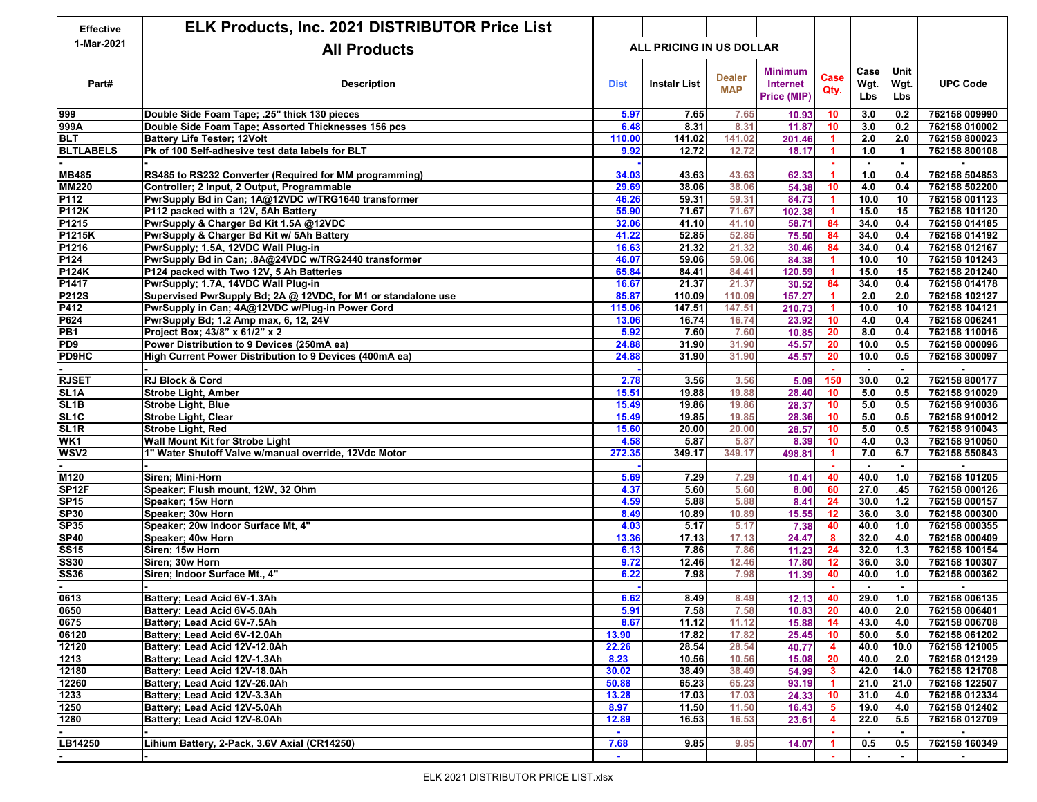| Effective | ELK Products, Inc. 2021 DISTRIBUTOR Price List | | | | | | | | |
|---|---|---|---|---|---|---|---|---|---|
| 1-Mar-2021 | All Products | ALL PRICING IN US DOLLAR | | | | | | | |
| Part# | Description | Dist | Instalr List | Dealer MAP | Minimum Internet Price (MIP) | Case Qty. | Case Wgt. Lbs | Unit Wgt. Lbs | UPC Code |
| 999 | Double Side Foam Tape; .25" thick 130 pieces | 5.97 | 7.65 | 7.65 | 10.93 | 10 | 3.0 | 0.2 | 762158 009990 |
| 999A | Double Side Foam Tape; Assorted Thicknesses 156 pcs | 6.48 | 8.31 | 8.31 | 11.87 | 10 | 3.0 | 0.2 | 762158 010002 |
| BLT | Battery Life Tester; 12Volt | 110.00 | 141.02 | 141.02 | 201.46 | 1 | 2.0 | 2.0 | 762158 800023 |
| BLTLABELS | Pk of 100 Self-adhesive test data labels for BLT | 9.92 | 12.72 | 12.72 | 18.17 | 1 | 1.0 | 1 | 762158 800108 |
| - | - | | | | | - | - | - | - |
| MB485 | RS485 to RS232 Converter (Required for MM programming) | 34.03 | 43.63 | 43.63 | 62.33 | 1 | 1.0 | 0.4 | 762158 504853 |
| MM220 | Controller; 2 Input, 2 Output, Programmable | 29.69 | 38.06 | 38.06 | 54.38 | 10 | 4.0 | 0.4 | 762158 502200 |
| P112 | PwrSupply Bd in Can; 1A@12VDC w/TRG1640 transformer | 46.26 | 59.31 | 59.31 | 84.73 | 1 | 10.0 | 10 | 762158 001123 |
| P112K | P112 packed with a 12V, 5Ah Battery | 55.90 | 71.67 | 71.67 | 102.38 | 1 | 15.0 | 15 | 762158 101120 |
| P1215 | PwrSupply & Charger Bd Kit 1.5A @12VDC | 32.06 | 41.10 | 41.10 | 58.71 | 84 | 34.0 | 0.4 | 762158 014185 |
| P1215K | PwrSupply & Charger Bd Kit w/ 5Ah Battery | 41.22 | 52.85 | 52.85 | 75.50 | 84 | 34.0 | 0.4 | 762158 014192 |
| P1216 | PwrSupply; 1.5A, 12VDC Wall Plug-in | 16.63 | 21.32 | 21.32 | 30.46 | 84 | 34.0 | 0.4 | 762158 012167 |
| P124 | PwrSupply Bd in Can; .8A@24VDC w/TRG2440 transformer | 46.07 | 59.06 | 59.06 | 84.38 | 1 | 10.0 | 10 | 762158 101243 |
| P124K | P124 packed with Two 12V, 5 Ah Batteries | 65.84 | 84.41 | 84.41 | 120.59 | 1 | 15.0 | 15 | 762158 201240 |
| P1417 | PwrSupply; 1.7A, 14VDC Wall Plug-in | 16.67 | 21.37 | 21.37 | 30.52 | 84 | 34.0 | 0.4 | 762158 014178 |
| P212S | Supervised PwrSupply Bd; 2A @ 12VDC, for M1 or standalone use | 85.87 | 110.09 | 110.09 | 157.27 | 1 | 2.0 | 2.0 | 762158 102127 |
| P412 | PwrSupply in Can; 4A@12VDC w/Plug-in Power Cord | 115.06 | 147.51 | 147.51 | 210.73 | 1 | 10.0 | 10 | 762158 104121 |
| P624 | PwrSupply Bd; 1.2 Amp max, 6, 12, 24V | 13.06 | 16.74 | 16.74 | 23.92 | 10 | 4.0 | 0.4 | 762158 006241 |
| PB1 | Project Box; 43/8" x 61/2" x 2 | 5.92 | 7.60 | 7.60 | 10.85 | 20 | 8.0 | 0.4 | 762158 110016 |
| PD9 | Power Distribution to 9 Devices (250mA ea) | 24.88 | 31.90 | 31.90 | 45.57 | 20 | 10.0 | 0.5 | 762158 000096 |
| PD9HC | High Current Power Distribution to 9 Devices (400mA ea) | 24.88 | 31.90 | 31.90 | 45.57 | 20 | 10.0 | 0.5 | 762158 300097 |
| - | - | | | | | - | - | - | - |
| RJSET | RJ Block & Cord | 2.78 | 3.56 | 3.56 | 5.09 | 150 | 30.0 | 0.2 | 762158 800177 |
| SL1A | Strobe Light, Amber | 15.51 | 19.88 | 19.88 | 28.40 | 10 | 5.0 | 0.5 | 762158 910029 |
| SL1B | Strobe Light, Blue | 15.49 | 19.86 | 19.86 | 28.37 | 10 | 5.0 | 0.5 | 762158 910036 |
| SL1C | Strobe Light, Clear | 15.49 | 19.85 | 19.85 | 28.36 | 10 | 5.0 | 0.5 | 762158 910012 |
| SL1R | Strobe Light, Red | 15.60 | 20.00 | 20.00 | 28.57 | 10 | 5.0 | 0.5 | 762158 910043 |
| WK1 | Wall Mount Kit for Strobe Light | 4.58 | 5.87 | 5.87 | 8.39 | 10 | 4.0 | 0.3 | 762158 910050 |
| WSV2 | 1" Water Shutoff Valve w/manual override, 12Vdc Motor | 272.35 | 349.17 | 349.17 | 498.81 | 1 | 7.0 | 6.7 | 762158 550843 |
| - | - | | | | | - | - | - | - |
| M120 | Siren; Mini-Horn | 5.69 | 7.29 | 7.29 | 10.41 | 40 | 40.0 | 1.0 | 762158 101205 |
| SP12F | Speaker; Flush mount, 12W, 32 Ohm | 4.37 | 5.60 | 5.60 | 8.00 | 60 | 27.0 | .45 | 762158 000126 |
| SP15 | Speaker; 15w Horn | 4.59 | 5.88 | 5.88 | 8.41 | 24 | 30.0 | 1.2 | 762158 000157 |
| SP30 | Speaker; 30w Horn | 8.49 | 10.89 | 10.89 | 15.55 | 12 | 36.0 | 3.0 | 762158 000300 |
| SP35 | Speaker; 20w Indoor Surface Mt, 4" | 4.03 | 5.17 | 5.17 | 7.38 | 40 | 40.0 | 1.0 | 762158 000355 |
| SP40 | Speaker; 40w Horn | 13.36 | 17.13 | 17.13 | 24.47 | 8 | 32.0 | 4.0 | 762158 000409 |
| SS15 | Siren; 15w Horn | 6.13 | 7.86 | 7.86 | 11.23 | 24 | 32.0 | 1.3 | 762158 100154 |
| SS30 | Siren; 30w Horn | 9.72 | 12.46 | 12.46 | 17.80 | 12 | 36.0 | 3.0 | 762158 100307 |
| SS36 | Siren; Indoor Surface Mt., 4" | 6.22 | 7.98 | 7.98 | 11.39 | 40 | 40.0 | 1.0 | 762158 000362 |
| - | - | | | | | - | - | - | - |
| 0613 | Battery; Lead Acid 6V-1.3Ah | 6.62 | 8.49 | 8.49 | 12.13 | 40 | 29.0 | 1.0 | 762158 006135 |
| 0650 | Battery; Lead Acid 6V-5.0Ah | 5.91 | 7.58 | 7.58 | 10.83 | 20 | 40.0 | 2.0 | 762158 006401 |
| 0675 | Battery; Lead Acid 6V-7.5Ah | 8.67 | 11.12 | 11.12 | 15.88 | 14 | 43.0 | 4.0 | 762158 006708 |
| 06120 | Battery; Lead Acid 6V-12.0Ah | 13.90 | 17.82 | 17.82 | 25.45 | 10 | 50.0 | 5.0 | 762158 061202 |
| 12120 | Battery; Lead Acid 12V-12.0Ah | 22.26 | 28.54 | 28.54 | 40.77 | 4 | 40.0 | 10.0 | 762158 121005 |
| 1213 | Battery; Lead Acid 12V-1.3Ah | 8.23 | 10.56 | 10.56 | 15.08 | 20 | 40.0 | 2.0 | 762158 012129 |
| 12180 | Battery; Lead Acid 12V-18.0Ah | 30.02 | 38.49 | 38.49 | 54.99 | 3 | 42.0 | 14.0 | 762158 121708 |
| 12260 | Battery; Lead Acid 12V-26.0Ah | 50.88 | 65.23 | 65.23 | 93.19 | 1 | 21.0 | 21.0 | 762158 122507 |
| 1233 | Battery; Lead Acid 12V-3.3Ah | 13.28 | 17.03 | 17.03 | 24.33 | 10 | 31.0 | 4.0 | 762158 012334 |
| 1250 | Battery; Lead Acid 12V-5.0Ah | 8.97 | 11.50 | 11.50 | 16.43 | 5 | 19.0 | 4.0 | 762158 012402 |
| 1280 | Battery; Lead Acid 12V-8.0Ah | 12.89 | 16.53 | 16.53 | 23.61 | 4 | 22.0 | 5.5 | 762158 012709 |
| - | - | - | | | | - | - | - | - |
| LB14250 | Lihium Battery, 2-Pack, 3.6V Axial (CR14250) | 7.68 | 9.85 | 9.85 | 14.07 | 1 | 0.5 | 0.5 | 762158 160349 |
| - | - | - | | | | - | - | - | - |

ELK 2021 DISTRIBUTOR PRICE LIST.xlsx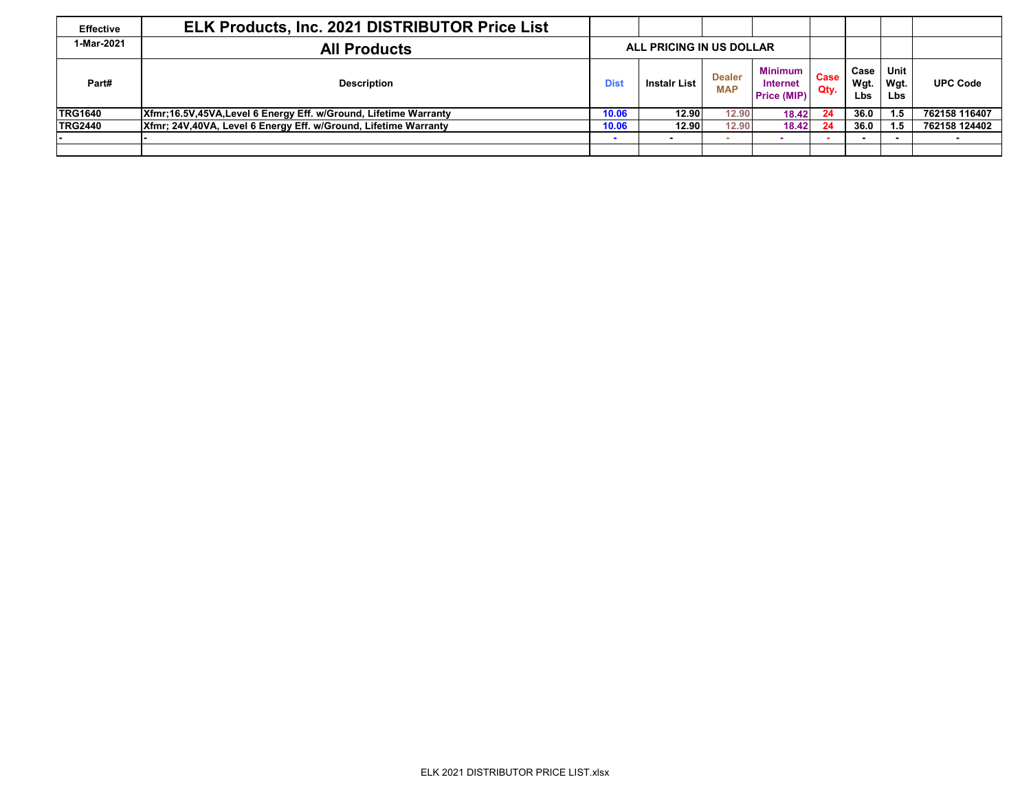| Effective | ELK Products, Inc. 2021 DISTRIBUTOR Price List | | | | | | | | |
|---|---|---|---|---|---|---|---|---|---|
| 1-Mar-2021 | All Products | ALL PRICING IN US DOLLAR | | | | | | | |
| Part# | Description | Dist | Instalr List | Dealer MAP | Minimum Internet Price (MIP) | Case Qty. | Case Wgt. Lbs | Unit Wgt. Lbs | UPC Code |
| TRG1640 | Xfmr;16.5V,45VA,Level 6 Energy Eff. w/Ground, Lifetime Warranty | 10.06 | 12.90 | 12.90 | 18.42 | 24 | 36.0 | 1.5 | 762158 116407 |
| TRG2440 | Xfmr; 24V,40VA, Level 6 Energy Eff. w/Ground, Lifetime Warranty | 10.06 | 12.90 | 12.90 | 18.42 | 24 | 36.0 | 1.5 | 762158 124402 |
| - | - | - | - | - | - | - | - | - | - |
| | | | | | | | | | |

ELK 2021 DISTRIBUTOR PRICE LIST.xlsx